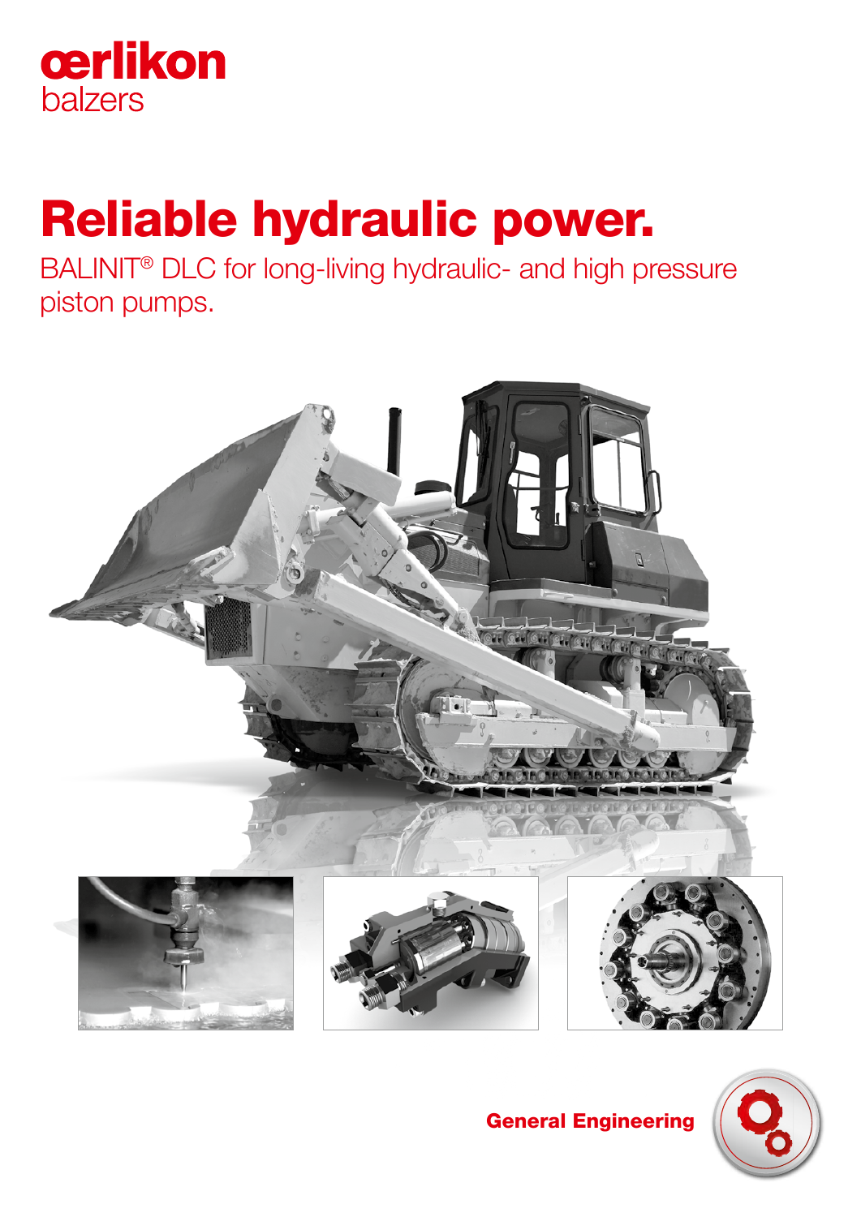œrlikon
balzers

# Reliable hydraulic power.

BALINIT® DLC for long-living hydraulic- and high pressure piston pumps.

General Engineering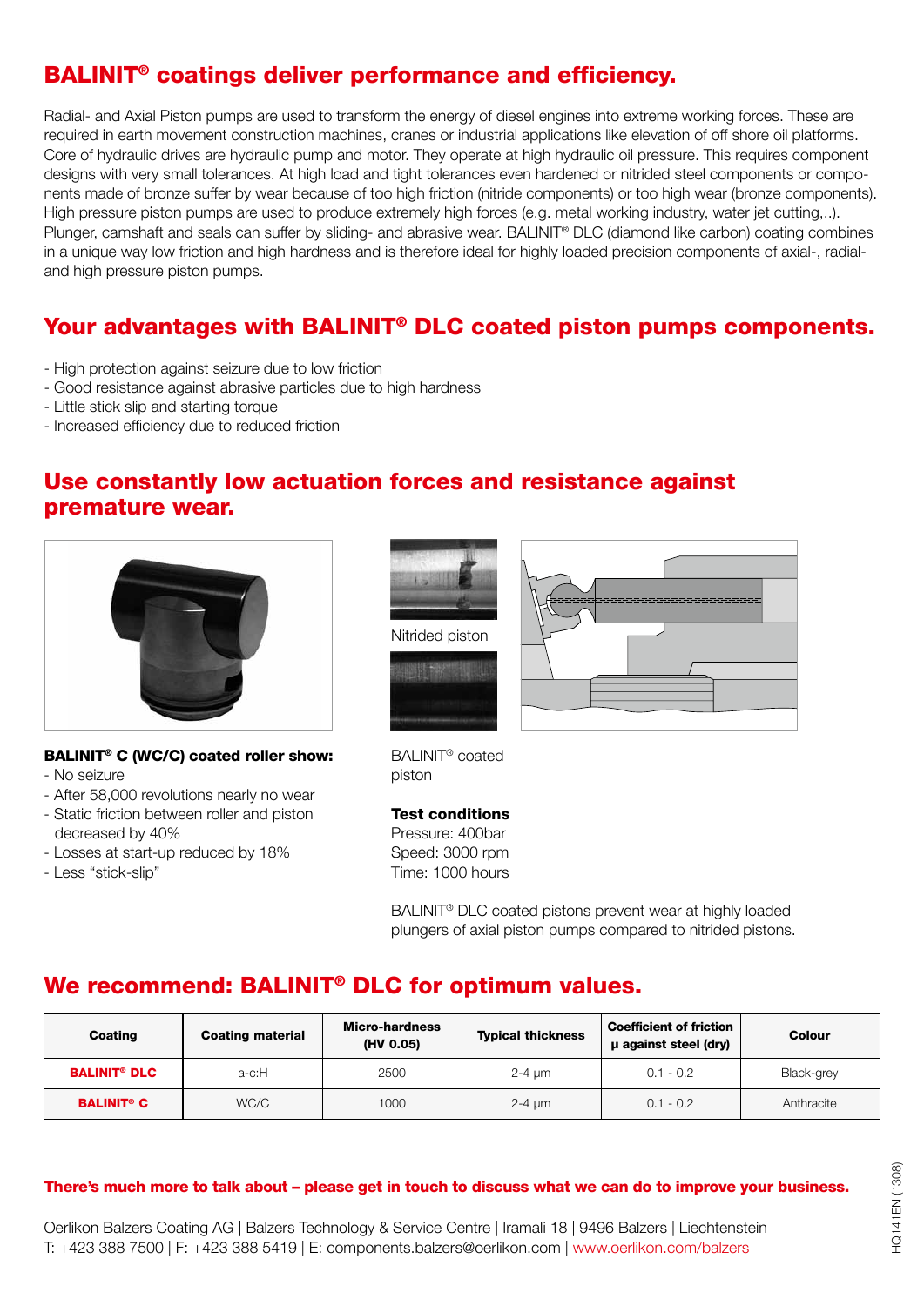## BALINIT® coatings deliver performance and efficiency.

Radial- and Axial Piston pumps are used to transform the energy of diesel engines into extreme working forces. These are required in earth movement construction machines, cranes or industrial applications like elevation of off shore oil platforms. Core of hydraulic drives are hydraulic pump and motor. They operate at high hydraulic oil pressure. This requires component designs with very small tolerances. At high load and tight tolerances even hardened or nitrided steel components or components made of bronze suffer by wear because of too high friction (nitride components) or too high wear (bronze components). High pressure piston pumps are used to produce extremely high forces (e.g. metal working industry, water jet cutting,..). Plunger, camshaft and seals can suffer by sliding- and abrasive wear. BALINIT® DLC (diamond like carbon) coating combines in a unique way low friction and high hardness and is therefore ideal for highly loaded precision components of axial-, radial- and high pressure piston pumps.

## Your advantages with BALINIT® DLC coated piston pumps components.

- High protection against seizure due to low friction
- Good resistance against abrasive particles due to high hardness
- Little stick slip and starting torque
- Increased efficiency due to reduced friction

## Use constantly low actuation forces and resistance against premature wear.

**BALINIT® C (WC/C) coated roller show:**

- No seizure
- After 58,000 revolutions nearly no wear
- Static friction between roller and piston decreased by 40%
- Losses at start-up reduced by 18%
- Less "stick-slip"

Nitrided piston

BALINIT® coated piston

**Test conditions**
Pressure: 400bar
Speed: 3000 rpm
Time: 1000 hours

BALINIT® DLC coated pistons prevent wear at highly loaded plungers of axial piston pumps compared to nitrided pistons.

## We recommend: BALINIT® DLC for optimum values.

| Coating | Coating material | Micro-hardness (HV 0.05) | Typical thickness | Coefficient of friction µ against steel (dry) | Colour |
|---|---|---|---|---|---|
| **BALINIT® DLC** | a-c:H | 2500 | 2-4 µm | 0.1 - 0.2 | Black-grey |
| **BALINIT® C** | WC/C | 1000 | 2-4 µm | 0.1 - 0.2 | Anthracite |

**There's much more to talk about – please get in touch to discuss what we can do to improve your business.**

Oerlikon Balzers Coating AG | Balzers Technology & Service Centre | Iramali 18 | 9496 Balzers | Liechtenstein
T: +423 388 7500 | F: +423 388 5419 | E: components.balzers@oerlikon.com | www.oerlikon.com/balzers

HQ141EN (1308)